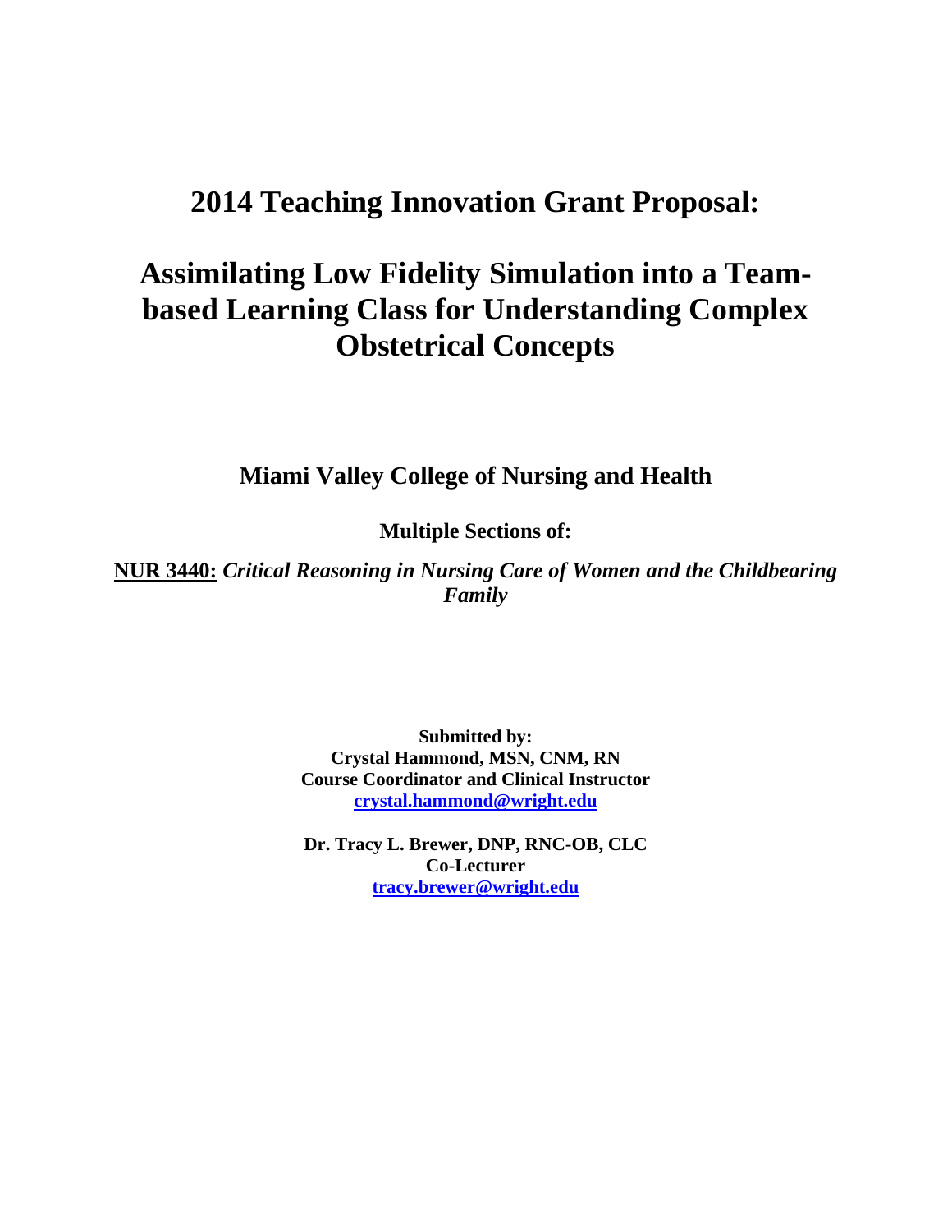# 2014 Teaching Innovation Grant Proposal:

# Assimilating Low Fidelity Simulation into a Team-based Learning Class for Understanding Complex Obstetrical Concepts

**Miami Valley College of Nursing and Health**

**Multiple Sections of:**

**NUR 3440:** ***Critical Reasoning in Nursing Care of Women and the Childbearing Family***

**Submitted by:**
**Crystal Hammond, MSN, CNM, RN**
**Course Coordinator and Clinical Instructor**
**crystal.hammond@wright.edu**

**Dr. Tracy L. Brewer, DNP, RNC-OB, CLC**
**Co-Lecturer**
**tracy.brewer@wright.edu**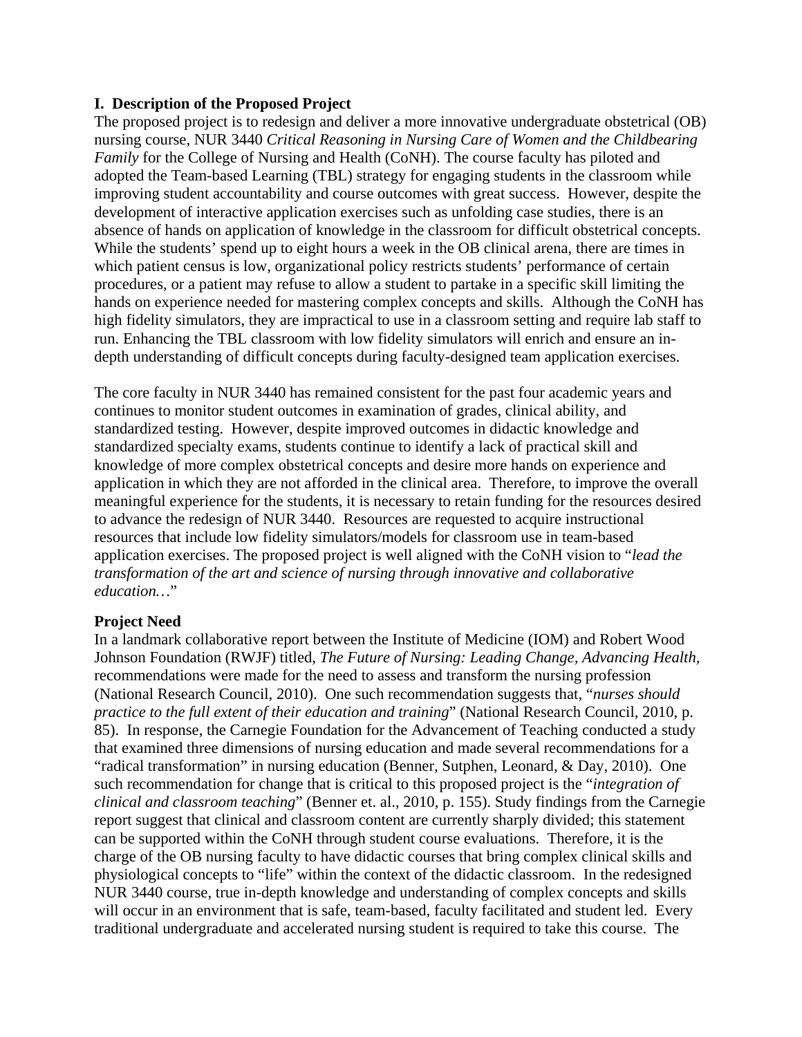### I. Description of the Proposed Project

The proposed project is to redesign and deliver a more innovative undergraduate obstetrical (OB) nursing course, NUR 3440 *Critical Reasoning in Nursing Care of Women and the Childbearing Family* for the College of Nursing and Health (CoNH). The course faculty has piloted and adopted the Team-based Learning (TBL) strategy for engaging students in the classroom while improving student accountability and course outcomes with great success. However, despite the development of interactive application exercises such as unfolding case studies, there is an absence of hands on application of knowledge in the classroom for difficult obstetrical concepts. While the students' spend up to eight hours a week in the OB clinical arena, there are times in which patient census is low, organizational policy restricts students' performance of certain procedures, or a patient may refuse to allow a student to partake in a specific skill limiting the hands on experience needed for mastering complex concepts and skills. Although the CoNH has high fidelity simulators, they are impractical to use in a classroom setting and require lab staff to run. Enhancing the TBL classroom with low fidelity simulators will enrich and ensure an in-depth understanding of difficult concepts during faculty-designed team application exercises.

The core faculty in NUR 3440 has remained consistent for the past four academic years and continues to monitor student outcomes in examination of grades, clinical ability, and standardized testing. However, despite improved outcomes in didactic knowledge and standardized specialty exams, students continue to identify a lack of practical skill and knowledge of more complex obstetrical concepts and desire more hands on experience and application in which they are not afforded in the clinical area. Therefore, to improve the overall meaningful experience for the students, it is necessary to retain funding for the resources desired to advance the redesign of NUR 3440. Resources are requested to acquire instructional resources that include low fidelity simulators/models for classroom use in team-based application exercises. The proposed project is well aligned with the CoNH vision to "*lead the transformation of the art and science of nursing through innovative and collaborative education…*"

**Project Need**

In a landmark collaborative report between the Institute of Medicine (IOM) and Robert Wood Johnson Foundation (RWJF) titled, *The Future of Nursing: Leading Change, Advancing Health*, recommendations were made for the need to assess and transform the nursing profession (National Research Council, 2010). One such recommendation suggests that, "*nurses should practice to the full extent of their education and training*" (National Research Council, 2010, p. 85). In response, the Carnegie Foundation for the Advancement of Teaching conducted a study that examined three dimensions of nursing education and made several recommendations for a "radical transformation" in nursing education (Benner, Sutphen, Leonard, & Day, 2010). One such recommendation for change that is critical to this proposed project is the "*integration of clinical and classroom teaching*" (Benner et. al., 2010, p. 155). Study findings from the Carnegie report suggest that clinical and classroom content are currently sharply divided; this statement can be supported within the CoNH through student course evaluations. Therefore, it is the charge of the OB nursing faculty to have didactic courses that bring complex clinical skills and physiological concepts to "life" within the context of the didactic classroom. In the redesigned NUR 3440 course, true in-depth knowledge and understanding of complex concepts and skills will occur in an environment that is safe, team-based, faculty facilitated and student led. Every traditional undergraduate and accelerated nursing student is required to take this course. The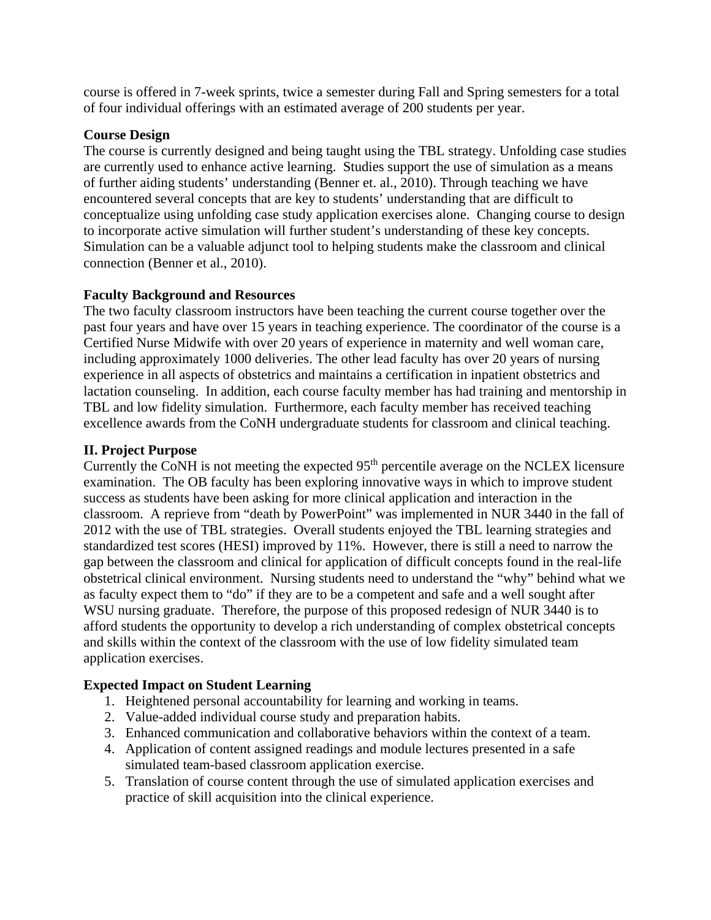course is offered in 7-week sprints, twice a semester during Fall and Spring semesters for a total of four individual offerings with an estimated average of 200 students per year.

**Course Design**

The course is currently designed and being taught using the TBL strategy. Unfolding case studies are currently used to enhance active learning. Studies support the use of simulation as a means of further aiding students' understanding (Benner et. al., 2010). Through teaching we have encountered several concepts that are key to students' understanding that are difficult to conceptualize using unfolding case study application exercises alone. Changing course to design to incorporate active simulation will further student's understanding of these key concepts. Simulation can be a valuable adjunct tool to helping students make the classroom and clinical connection (Benner et al., 2010).

**Faculty Background and Resources**

The two faculty classroom instructors have been teaching the current course together over the past four years and have over 15 years in teaching experience. The coordinator of the course is a Certified Nurse Midwife with over 20 years of experience in maternity and well woman care, including approximately 1000 deliveries. The other lead faculty has over 20 years of nursing experience in all aspects of obstetrics and maintains a certification in inpatient obstetrics and lactation counseling. In addition, each course faculty member has had training and mentorship in TBL and low fidelity simulation. Furthermore, each faculty member has received teaching excellence awards from the CoNH undergraduate students for classroom and clinical teaching.

**II. Project Purpose**

Currently the CoNH is not meeting the expected 95th percentile average on the NCLEX licensure examination. The OB faculty has been exploring innovative ways in which to improve student success as students have been asking for more clinical application and interaction in the classroom. A reprieve from "death by PowerPoint" was implemented in NUR 3440 in the fall of 2012 with the use of TBL strategies. Overall students enjoyed the TBL learning strategies and standardized test scores (HESI) improved by 11%. However, there is still a need to narrow the gap between the classroom and clinical for application of difficult concepts found in the real-life obstetrical clinical environment. Nursing students need to understand the "why" behind what we as faculty expect them to "do" if they are to be a competent and safe and a well sought after WSU nursing graduate. Therefore, the purpose of this proposed redesign of NUR 3440 is to afford students the opportunity to develop a rich understanding of complex obstetrical concepts and skills within the context of the classroom with the use of low fidelity simulated team application exercises.

**Expected Impact on Student Learning**

1. Heightened personal accountability for learning and working in teams.
2. Value-added individual course study and preparation habits.
3. Enhanced communication and collaborative behaviors within the context of a team.
4. Application of content assigned readings and module lectures presented in a safe simulated team-based classroom application exercise.
5. Translation of course content through the use of simulated application exercises and practice of skill acquisition into the clinical experience.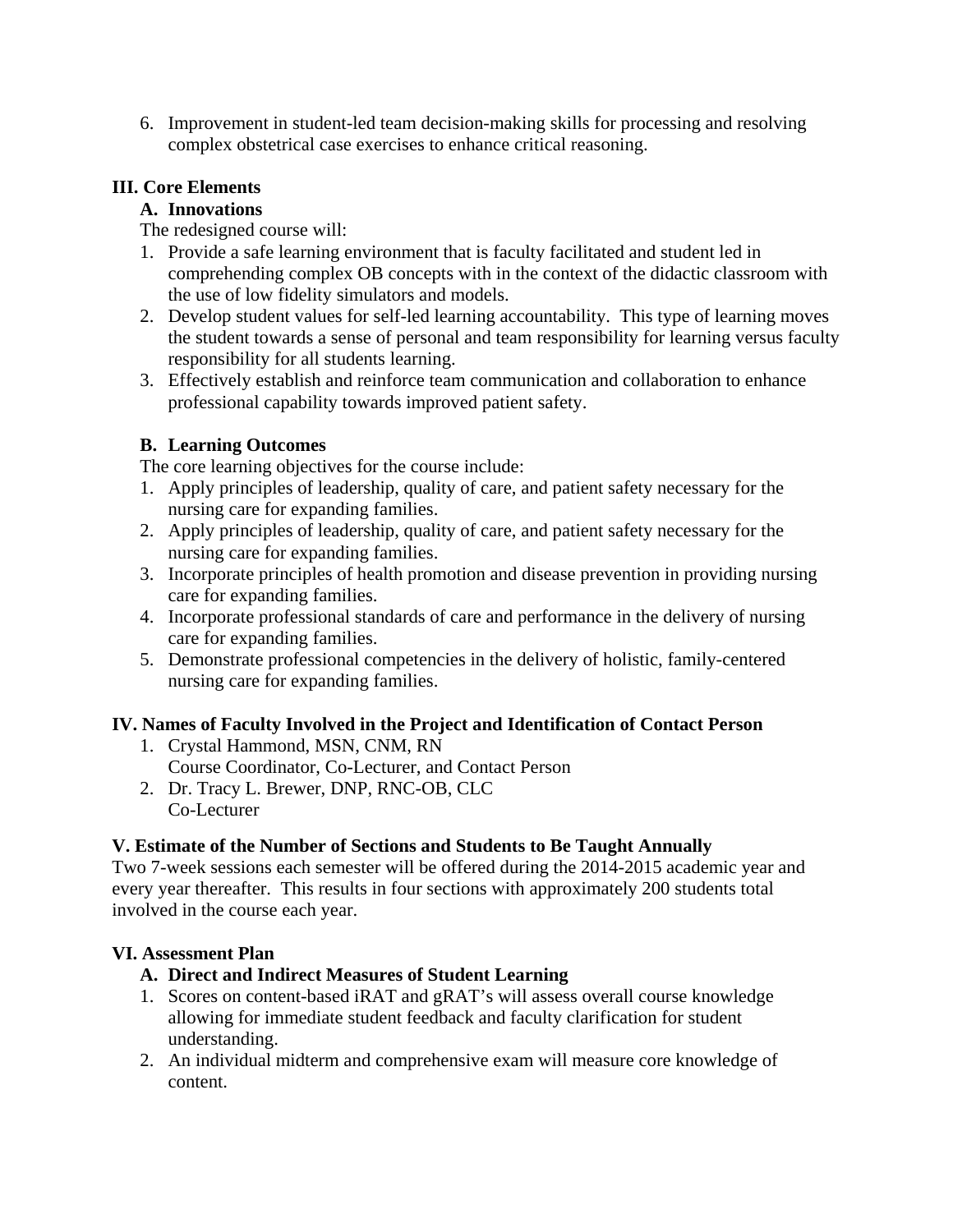6. Improvement in student-led team decision-making skills for processing and resolving complex obstetrical case exercises to enhance critical reasoning.

## III. Core Elements

### A. Innovations

The redesigned course will:

1. Provide a safe learning environment that is faculty facilitated and student led in comprehending complex OB concepts with in the context of the didactic classroom with the use of low fidelity simulators and models.
2. Develop student values for self-led learning accountability. This type of learning moves the student towards a sense of personal and team responsibility for learning versus faculty responsibility for all students learning.
3. Effectively establish and reinforce team communication and collaboration to enhance professional capability towards improved patient safety.

### B. Learning Outcomes

The core learning objectives for the course include:

1. Apply principles of leadership, quality of care, and patient safety necessary for the nursing care for expanding families.
2. Apply principles of leadership, quality of care, and patient safety necessary for the nursing care for expanding families.
3. Incorporate principles of health promotion and disease prevention in providing nursing care for expanding families.
4. Incorporate professional standards of care and performance in the delivery of nursing care for expanding families.
5. Demonstrate professional competencies in the delivery of holistic, family-centered nursing care for expanding families.

## IV. Names of Faculty Involved in the Project and Identification of Contact Person

1. Crystal Hammond, MSN, CNM, RN
   Course Coordinator, Co-Lecturer, and Contact Person
2. Dr. Tracy L. Brewer, DNP, RNC-OB, CLC
   Co-Lecturer

## V. Estimate of the Number of Sections and Students to Be Taught Annually

Two 7-week sessions each semester will be offered during the 2014-2015 academic year and every year thereafter. This results in four sections with approximately 200 students total involved in the course each year.

## VI. Assessment Plan

### A. Direct and Indirect Measures of Student Learning

1. Scores on content-based iRAT and gRAT's will assess overall course knowledge allowing for immediate student feedback and faculty clarification for student understanding.
2. An individual midterm and comprehensive exam will measure core knowledge of content.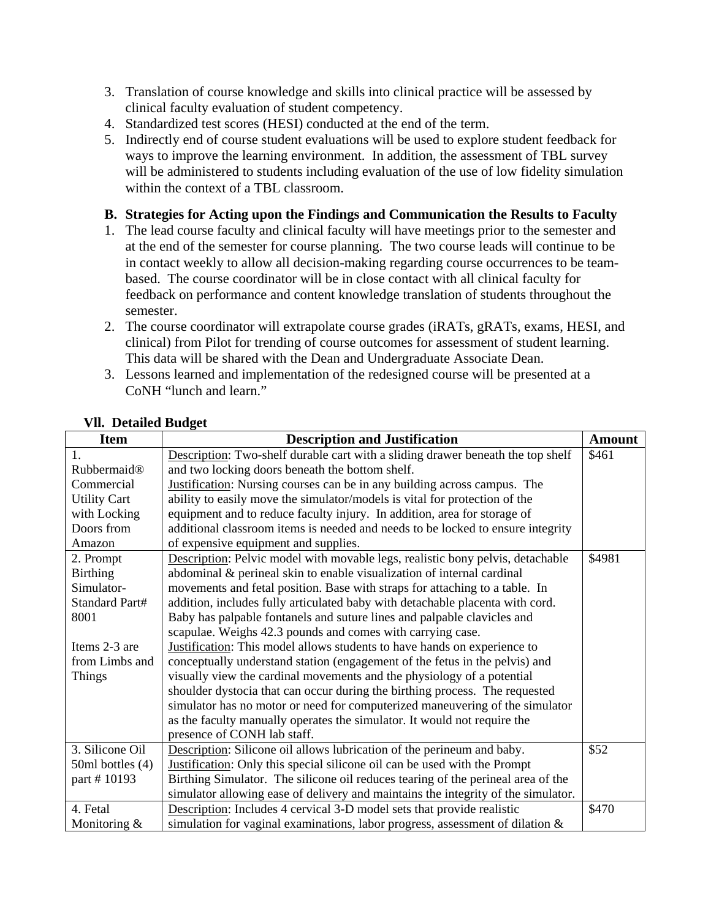3. Translation of course knowledge and skills into clinical practice will be assessed by clinical faculty evaluation of student competency.
4. Standardized test scores (HESI) conducted at the end of the term.
5. Indirectly end of course student evaluations will be used to explore student feedback for ways to improve the learning environment. In addition, the assessment of TBL survey will be administered to students including evaluation of the use of low fidelity simulation within the context of a TBL classroom.

### B. Strategies for Acting upon the Findings and Communication the Results to Faculty

1. The lead course faculty and clinical faculty will have meetings prior to the semester and at the end of the semester for course planning. The two course leads will continue to be in contact weekly to allow all decision-making regarding course occurrences to be team-based. The course coordinator will be in close contact with all clinical faculty for feedback on performance and content knowledge translation of students throughout the semester.
2. The course coordinator will extrapolate course grades (iRATs, gRATs, exams, HESI, and clinical) from Pilot for trending of course outcomes for assessment of student learning. This data will be shared with the Dean and Undergraduate Associate Dean.
3. Lessons learned and implementation of the redesigned course will be presented at a CoNH "lunch and learn."

## Vll. Detailed Budget

| Item | Description and Justification | Amount |
|---|---|---|
| 1. Rubbermaid® Commercial Utility Cart with Locking Doors from Amazon | Description: Two-shelf durable cart with a sliding drawer beneath the top shelf and two locking doors beneath the bottom shelf. Justification: Nursing courses can be in any building across campus. The ability to easily move the simulator/models is vital for protection of the equipment and to reduce faculty injury. In addition, area for storage of additional classroom items is needed and needs to be locked to ensure integrity of expensive equipment and supplies. | $461 |
| 2. Prompt Birthing Simulator-Standard Part# 8001<br><br>Items 2-3 are from Limbs and Things | Description: Pelvic model with movable legs, realistic bony pelvis, detachable abdominal & perineal skin to enable visualization of internal cardinal movements and fetal position. Base with straps for attaching to a table. In addition, includes fully articulated baby with detachable placenta with cord. Baby has palpable fontanels and suture lines and palpable clavicles and scapulae. Weighs 42.3 pounds and comes with carrying case. Justification: This model allows students to have hands on experience to conceptually understand station (engagement of the fetus in the pelvis) and visually view the cardinal movements and the physiology of a potential shoulder dystocia that can occur during the birthing process. The requested simulator has no motor or need for computerized maneuvering of the simulator as the faculty manually operates the simulator. It would not require the presence of CONH lab staff. | $4981 |
| 3. Silicone Oil 50ml bottles (4) part # 10193 | Description: Silicone oil allows lubrication of the perineum and baby. Justification: Only this special silicone oil can be used with the Prompt Birthing Simulator. The silicone oil reduces tearing of the perineal area of the simulator allowing ease of delivery and maintains the integrity of the simulator. | $52 |
| 4. Fetal Monitoring & | Description: Includes 4 cervical 3-D model sets that provide realistic simulation for vaginal examinations, labor progress, assessment of dilation & | $470 |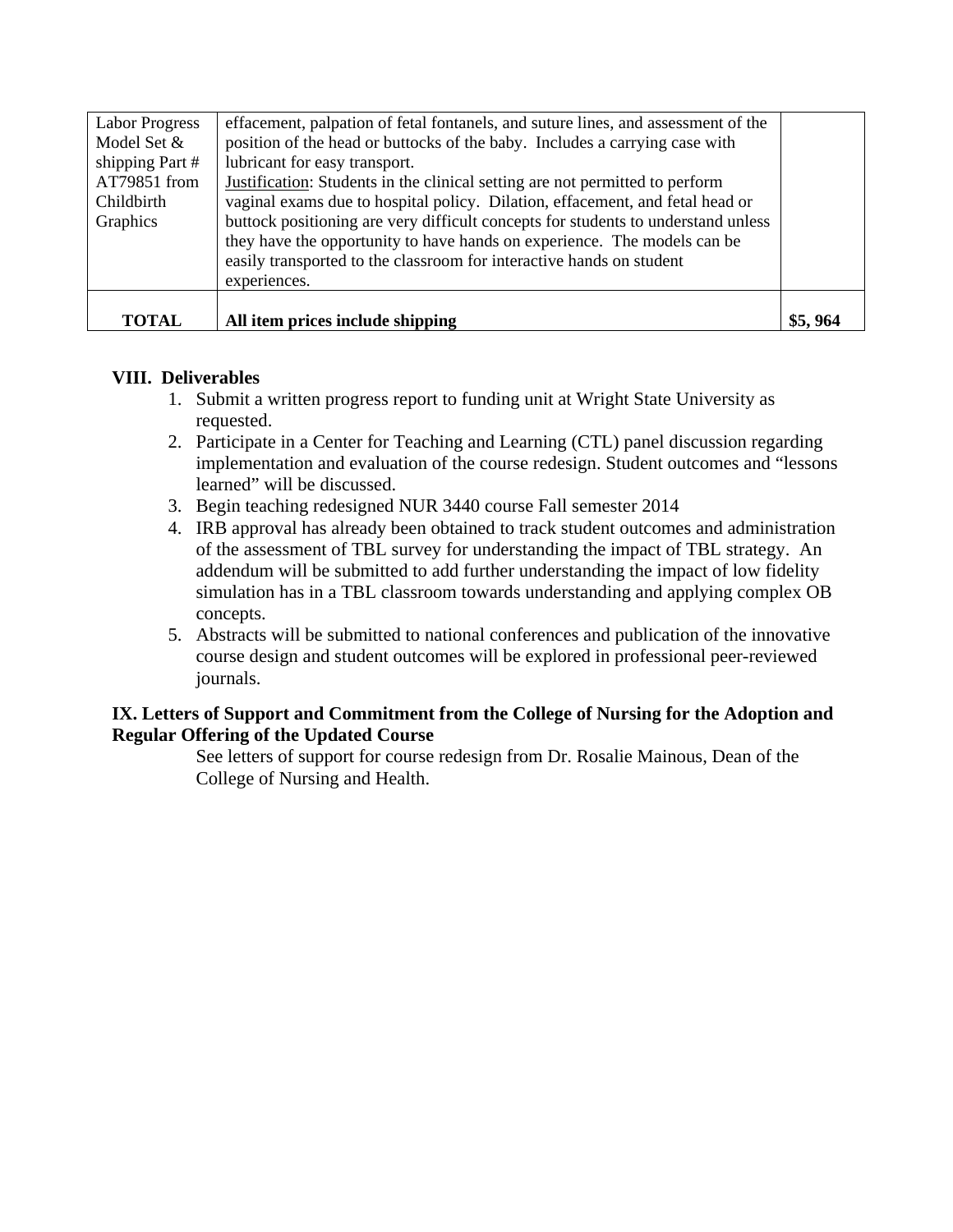| | | |
|---|---|---|
| Labor Progress Model Set & shipping Part # AT79851 from Childbirth Graphics | effacement, palpation of fetal fontanels, and suture lines, and assessment of the position of the head or buttocks of the baby. Includes a carrying case with lubricant for easy transport.<br>Justification: Students in the clinical setting are not permitted to perform vaginal exams due to hospital policy. Dilation, effacement, and fetal head or buttock positioning are very difficult concepts for students to understand unless they have the opportunity to have hands on experience. The models can be easily transported to the classroom for interactive hands on student experiences. | |
| **TOTAL** | **All item prices include shipping** | **$5, 964** |

## VIII. Deliverables

1. Submit a written progress report to funding unit at Wright State University as requested.
2. Participate in a Center for Teaching and Learning (CTL) panel discussion regarding implementation and evaluation of the course redesign. Student outcomes and "lessons learned" will be discussed.
3. Begin teaching redesigned NUR 3440 course Fall semester 2014
4. IRB approval has already been obtained to track student outcomes and administration of the assessment of TBL survey for understanding the impact of TBL strategy. An addendum will be submitted to add further understanding the impact of low fidelity simulation has in a TBL classroom towards understanding and applying complex OB concepts.
5. Abstracts will be submitted to national conferences and publication of the innovative course design and student outcomes will be explored in professional peer-reviewed journals.

## IX. Letters of Support and Commitment from the College of Nursing for the Adoption and Regular Offering of the Updated Course

See letters of support for course redesign from Dr. Rosalie Mainous, Dean of the College of Nursing and Health.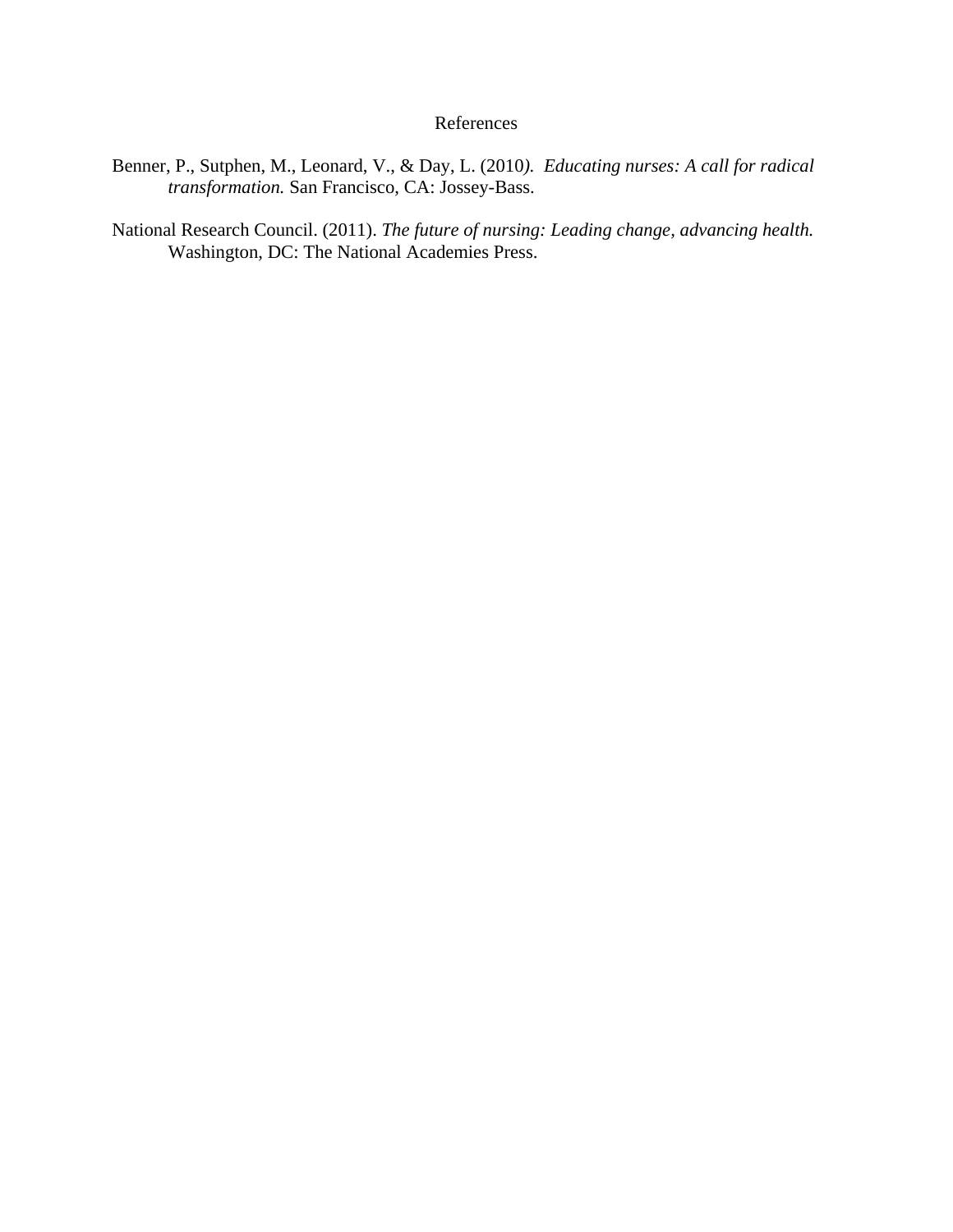# References

Benner, P., Sutphen, M., Leonard, V., & Day, L. (2010). *Educating nurses: A call for radical transformation.* San Francisco, CA: Jossey-Bass.

National Research Council. (2011). *The future of nursing: Leading change, advancing health.* Washington, DC: The National Academies Press.